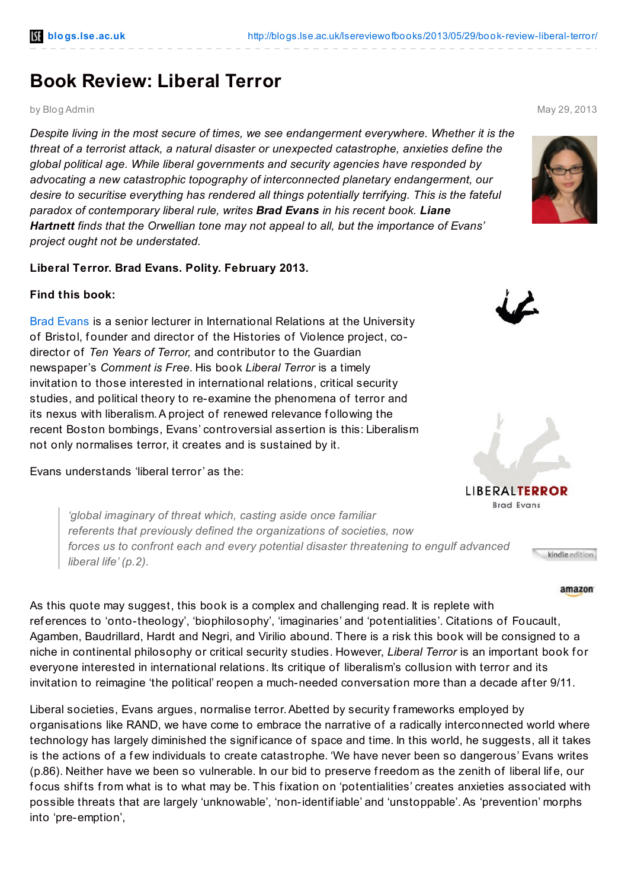# Book Review: Liberal Terror

by Blog Admin

May 29, 2013

*Despite living in the most secure of times, we see endangerment everywhere. Whether it is the threat of a terrorist attack, a natural disaster or unexpected catastrophe, anxieties define the global political age. While liberal governments and security agencies have responded by advocating a new catastrophic topography of interconnected planetary endangerment, our desire to securitise everything has rendered all things potentially terrifying. This is the fateful paradox of contemporary liberal rule, writes **Brad Evans** in his recent book. **Liane Hartnett** finds that the Orwellian tone may not appeal to all, but the importance of Evans' project ought not be understated.*

**Liberal Terror. Brad Evans. Polity. February 2013.**

**Find this book:**

Brad Evans is a senior lecturer in International Relations at the University of Bristol, founder and director of the Histories of Violence project, co-director of *Ten Years of Terror,* and contributor to the Guardian newspaper's *Comment is Free*. His book *Liberal Terror* is a timely invitation to those interested in international relations, critical security studies, and political theory to re-examine the phenomena of terror and its nexus with liberalism. A project of renewed relevance following the recent Boston bombings, Evans' controversial assertion is this: Liberalism not only normalises terror, it creates and is sustained by it.

Evans understands 'liberal terror' as the:

> *'global imaginary of threat which, casting aside once familiar referents that previously defined the organizations of societies, now forces us to confront each and every potential disaster threatening to engulf advanced liberal life' (p.2).*

As this quote may suggest, this book is a complex and challenging read. It is replete with references to 'onto-theology', 'biophilosophy', 'imaginaries' and 'potentialities'. Citations of Foucault, Agamben, Baudrillard, Hardt and Negri, and Virilio abound. There is a risk this book will be consigned to a niche in continental philosophy or critical security studies. However, *Liberal Terror* is an important book for everyone interested in international relations. Its critique of liberalism's collusion with terror and its invitation to reimagine 'the political' reopen a much-needed conversation more than a decade after 9/11.

Liberal societies, Evans argues, normalise terror. Abetted by security frameworks employed by organisations like RAND, we have come to embrace the narrative of a radically interconnected world where technology has largely diminished the significance of space and time. In this world, he suggests, all it takes is the actions of a few individuals to create catastrophe. 'We have never been so dangerous' Evans writes (p.86). Neither have we been so vulnerable. In our bid to preserve freedom as the zenith of liberal life, our focus shifts from what is to what may be. This fixation on 'potentialities' creates anxieties associated with possible threats that are largely 'unknowable', 'non-identifiable' and 'unstoppable'. As 'prevention' morphs into 'pre-emption',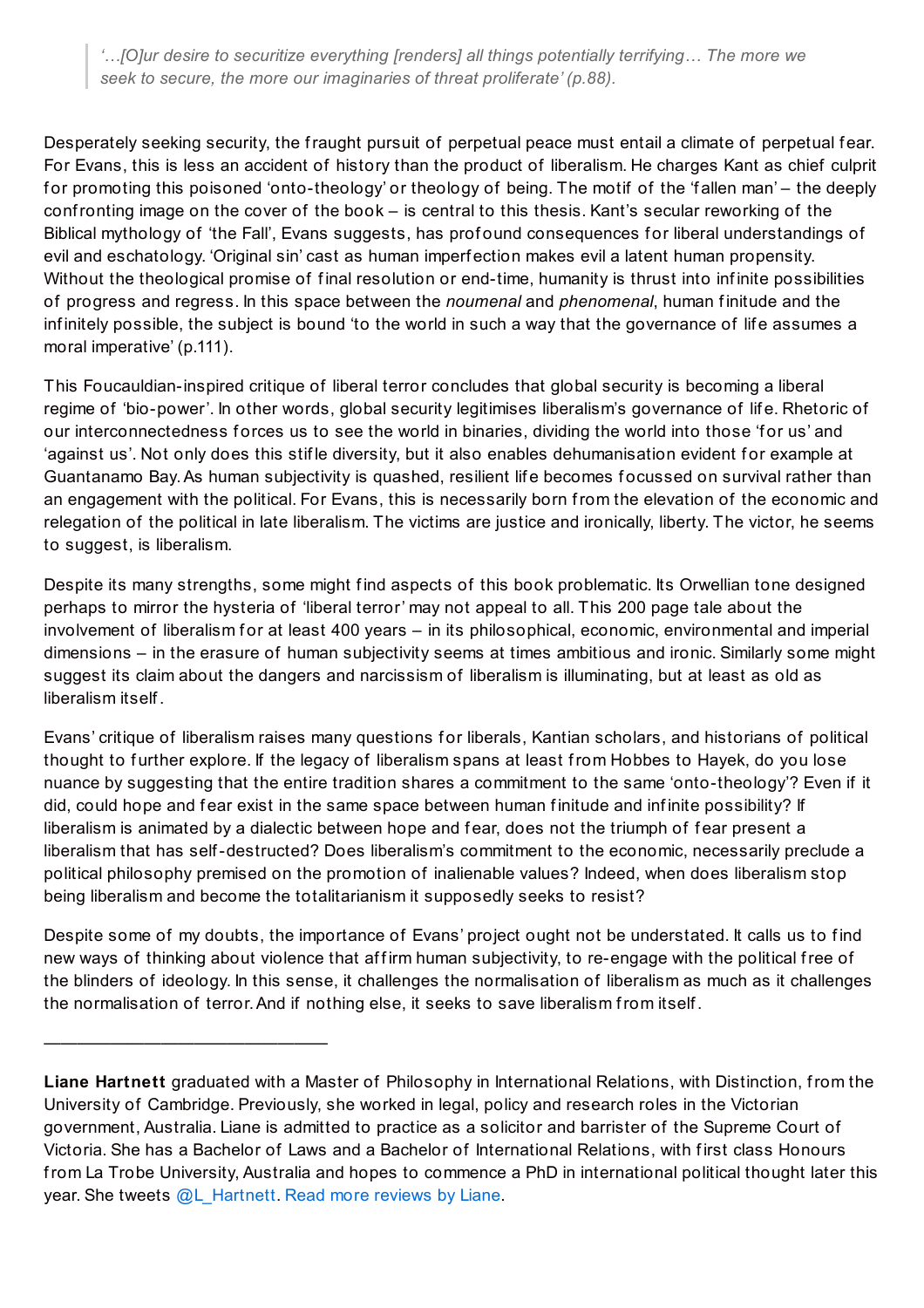> '…[O]ur desire to securitize everything [renders] all things potentially terrifying… The more we seek to secure, the more our imaginaries of threat proliferate' (p.88).

Desperately seeking security, the fraught pursuit of perpetual peace must entail a climate of perpetual fear. For Evans, this is less an accident of history than the product of liberalism. He charges Kant as chief culprit for promoting this poisoned 'onto-theology' or theology of being. The motif of the 'fallen man' – the deeply confronting image on the cover of the book – is central to this thesis. Kant's secular reworking of the Biblical mythology of 'the Fall', Evans suggests, has profound consequences for liberal understandings of evil and eschatology. 'Original sin' cast as human imperfection makes evil a latent human propensity. Without the theological promise of final resolution or end-time, humanity is thrust into infinite possibilities of progress and regress. In this space between the *noumenal* and *phenomenal*, human finitude and the infinitely possible, the subject is bound 'to the world in such a way that the governance of life assumes a moral imperative' (p.111).

This Foucauldian-inspired critique of liberal terror concludes that global security is becoming a liberal regime of 'bio-power'. In other words, global security legitimises liberalism's governance of life. Rhetoric of our interconnectedness forces us to see the world in binaries, dividing the world into those 'for us' and 'against us'. Not only does this stifle diversity, but it also enables dehumanisation evident for example at Guantanamo Bay. As human subjectivity is quashed, resilient life becomes focussed on survival rather than an engagement with the political. For Evans, this is necessarily born from the elevation of the economic and relegation of the political in late liberalism. The victims are justice and ironically, liberty. The victor, he seems to suggest, is liberalism.

Despite its many strengths, some might find aspects of this book problematic. Its Orwellian tone designed perhaps to mirror the hysteria of 'liberal terror' may not appeal to all. This 200 page tale about the involvement of liberalism for at least 400 years – in its philosophical, economic, environmental and imperial dimensions – in the erasure of human subjectivity seems at times ambitious and ironic. Similarly some might suggest its claim about the dangers and narcissism of liberalism is illuminating, but at least as old as liberalism itself.

Evans' critique of liberalism raises many questions for liberals, Kantian scholars, and historians of political thought to further explore. If the legacy of liberalism spans at least from Hobbes to Hayek, do you lose nuance by suggesting that the entire tradition shares a commitment to the same 'onto-theology'? Even if it did, could hope and fear exist in the same space between human finitude and infinite possibility? If liberalism is animated by a dialectic between hope and fear, does not the triumph of fear present a liberalism that has self-destructed? Does liberalism's commitment to the economic, necessarily preclude a political philosophy premised on the promotion of inalienable values? Indeed, when does liberalism stop being liberalism and become the totalitarianism it supposedly seeks to resist?

Despite some of my doubts, the importance of Evans' project ought not be understated. It calls us to find new ways of thinking about violence that affirm human subjectivity, to re-engage with the political free of the blinders of ideology. In this sense, it challenges the normalisation of liberalism as much as it challenges the normalisation of terror. And if nothing else, it seeks to save liberalism from itself.

---

**Liane Hartnett** graduated with a Master of Philosophy in International Relations, with Distinction, from the University of Cambridge. Previously, she worked in legal, policy and research roles in the Victorian government, Australia. Liane is admitted to practice as a solicitor and barrister of the Supreme Court of Victoria. She has a Bachelor of Laws and a Bachelor of International Relations, with first class Honours from La Trobe University, Australia and hopes to commence a PhD in international political thought later this year. She tweets @L_Hartnett. Read more reviews by Liane.